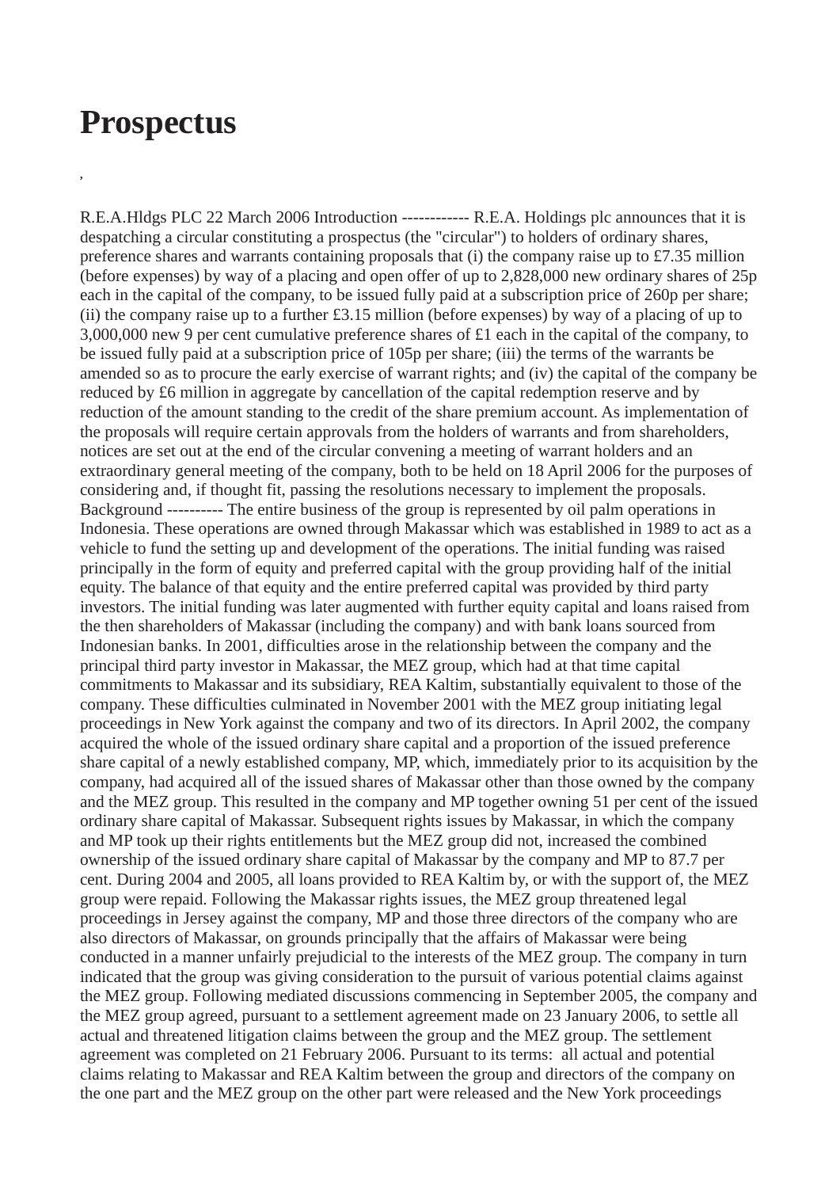# Prospectus

,

R.E.A.Hldgs PLC 22 March 2006 Introduction ------------ R.E.A. Holdings plc announces that it is despatching a circular constituting a prospectus (the "circular") to holders of ordinary shares, preference shares and warrants containing proposals that (i) the company raise up to £7.35 million (before expenses) by way of a placing and open offer of up to 2,828,000 new ordinary shares of 25p each in the capital of the company, to be issued fully paid at a subscription price of 260p per share; (ii) the company raise up to a further £3.15 million (before expenses) by way of a placing of up to 3,000,000 new 9 per cent cumulative preference shares of £1 each in the capital of the company, to be issued fully paid at a subscription price of 105p per share; (iii) the terms of the warrants be amended so as to procure the early exercise of warrant rights; and (iv) the capital of the company be reduced by £6 million in aggregate by cancellation of the capital redemption reserve and by reduction of the amount standing to the credit of the share premium account. As implementation of the proposals will require certain approvals from the holders of warrants and from shareholders, notices are set out at the end of the circular convening a meeting of warrant holders and an extraordinary general meeting of the company, both to be held on 18 April 2006 for the purposes of considering and, if thought fit, passing the resolutions necessary to implement the proposals. Background ---------- The entire business of the group is represented by oil palm operations in Indonesia. These operations are owned through Makassar which was established in 1989 to act as a vehicle to fund the setting up and development of the operations. The initial funding was raised principally in the form of equity and preferred capital with the group providing half of the initial equity. The balance of that equity and the entire preferred capital was provided by third party investors. The initial funding was later augmented with further equity capital and loans raised from the then shareholders of Makassar (including the company) and with bank loans sourced from Indonesian banks. In 2001, difficulties arose in the relationship between the company and the principal third party investor in Makassar, the MEZ group, which had at that time capital commitments to Makassar and its subsidiary, REA Kaltim, substantially equivalent to those of the company. These difficulties culminated in November 2001 with the MEZ group initiating legal proceedings in New York against the company and two of its directors. In April 2002, the company acquired the whole of the issued ordinary share capital and a proportion of the issued preference share capital of a newly established company, MP, which, immediately prior to its acquisition by the company, had acquired all of the issued shares of Makassar other than those owned by the company and the MEZ group. This resulted in the company and MP together owning 51 per cent of the issued ordinary share capital of Makassar. Subsequent rights issues by Makassar, in which the company and MP took up their rights entitlements but the MEZ group did not, increased the combined ownership of the issued ordinary share capital of Makassar by the company and MP to 87.7 per cent. During 2004 and 2005, all loans provided to REA Kaltim by, or with the support of, the MEZ group were repaid. Following the Makassar rights issues, the MEZ group threatened legal proceedings in Jersey against the company, MP and those three directors of the company who are also directors of Makassar, on grounds principally that the affairs of Makassar were being conducted in a manner unfairly prejudicial to the interests of the MEZ group. The company in turn indicated that the group was giving consideration to the pursuit of various potential claims against the MEZ group. Following mediated discussions commencing in September 2005, the company and the MEZ group agreed, pursuant to a settlement agreement made on 23 January 2006, to settle all actual and threatened litigation claims between the group and the MEZ group. The settlement agreement was completed on 21 February 2006. Pursuant to its terms: all actual and potential claims relating to Makassar and REA Kaltim between the group and directors of the company on the one part and the MEZ group on the other part were released and the New York proceedings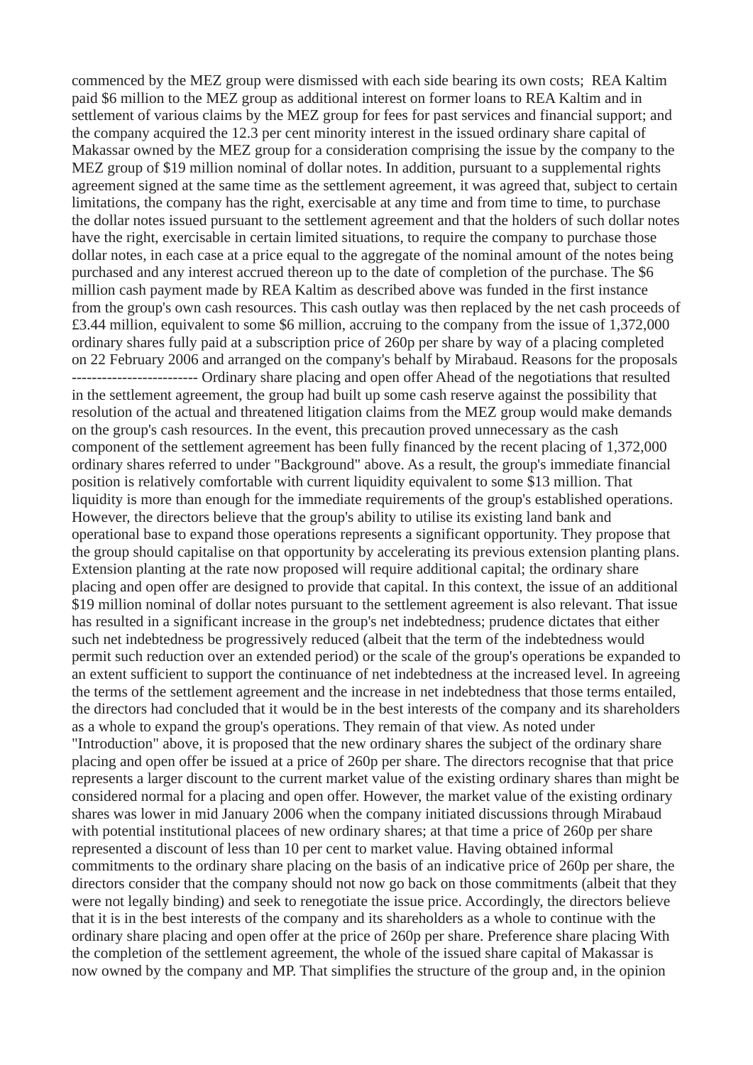commenced by the MEZ group were dismissed with each side bearing its own costs; REA Kaltim paid $6 million to the MEZ group as additional interest on former loans to REA Kaltim and in settlement of various claims by the MEZ group for fees for past services and financial support; and the company acquired the 12.3 per cent minority interest in the issued ordinary share capital of Makassar owned by the MEZ group for a consideration comprising the issue by the company to the MEZ group of $19 million nominal of dollar notes. In addition, pursuant to a supplemental rights agreement signed at the same time as the settlement agreement, it was agreed that, subject to certain limitations, the company has the right, exercisable at any time and from time to time, to purchase the dollar notes issued pursuant to the settlement agreement and that the holders of such dollar notes have the right, exercisable in certain limited situations, to require the company to purchase those dollar notes, in each case at a price equal to the aggregate of the nominal amount of the notes being purchased and any interest accrued thereon up to the date of completion of the purchase. The $6 million cash payment made by REA Kaltim as described above was funded in the first instance from the group's own cash resources. This cash outlay was then replaced by the net cash proceeds of £3.44 million, equivalent to some $6 million, accruing to the company from the issue of 1,372,000 ordinary shares fully paid at a subscription price of 260p per share by way of a placing completed on 22 February 2006 and arranged on the company's behalf by Mirabaud. Reasons for the proposals ------------------------ Ordinary share placing and open offer Ahead of the negotiations that resulted in the settlement agreement, the group had built up some cash reserve against the possibility that resolution of the actual and threatened litigation claims from the MEZ group would make demands on the group's cash resources. In the event, this precaution proved unnecessary as the cash component of the settlement agreement has been fully financed by the recent placing of 1,372,000 ordinary shares referred to under "Background" above. As a result, the group's immediate financial position is relatively comfortable with current liquidity equivalent to some $13 million. That liquidity is more than enough for the immediate requirements of the group's established operations. However, the directors believe that the group's ability to utilise its existing land bank and operational base to expand those operations represents a significant opportunity. They propose that the group should capitalise on that opportunity by accelerating its previous extension planting plans. Extension planting at the rate now proposed will require additional capital; the ordinary share placing and open offer are designed to provide that capital. In this context, the issue of an additional $19 million nominal of dollar notes pursuant to the settlement agreement is also relevant. That issue has resulted in a significant increase in the group's net indebtedness; prudence dictates that either such net indebtedness be progressively reduced (albeit that the term of the indebtedness would permit such reduction over an extended period) or the scale of the group's operations be expanded to an extent sufficient to support the continuance of net indebtedness at the increased level. In agreeing the terms of the settlement agreement and the increase in net indebtedness that those terms entailed, the directors had concluded that it would be in the best interests of the company and its shareholders as a whole to expand the group's operations. They remain of that view. As noted under "Introduction" above, it is proposed that the new ordinary shares the subject of the ordinary share placing and open offer be issued at a price of 260p per share. The directors recognise that that price represents a larger discount to the current market value of the existing ordinary shares than might be considered normal for a placing and open offer. However, the market value of the existing ordinary shares was lower in mid January 2006 when the company initiated discussions through Mirabaud with potential institutional placees of new ordinary shares; at that time a price of 260p per share represented a discount of less than 10 per cent to market value. Having obtained informal commitments to the ordinary share placing on the basis of an indicative price of 260p per share, the directors consider that the company should not now go back on those commitments (albeit that they were not legally binding) and seek to renegotiate the issue price. Accordingly, the directors believe that it is in the best interests of the company and its shareholders as a whole to continue with the ordinary share placing and open offer at the price of 260p per share. Preference share placing With the completion of the settlement agreement, the whole of the issued share capital of Makassar is now owned by the company and MP. That simplifies the structure of the group and, in the opinion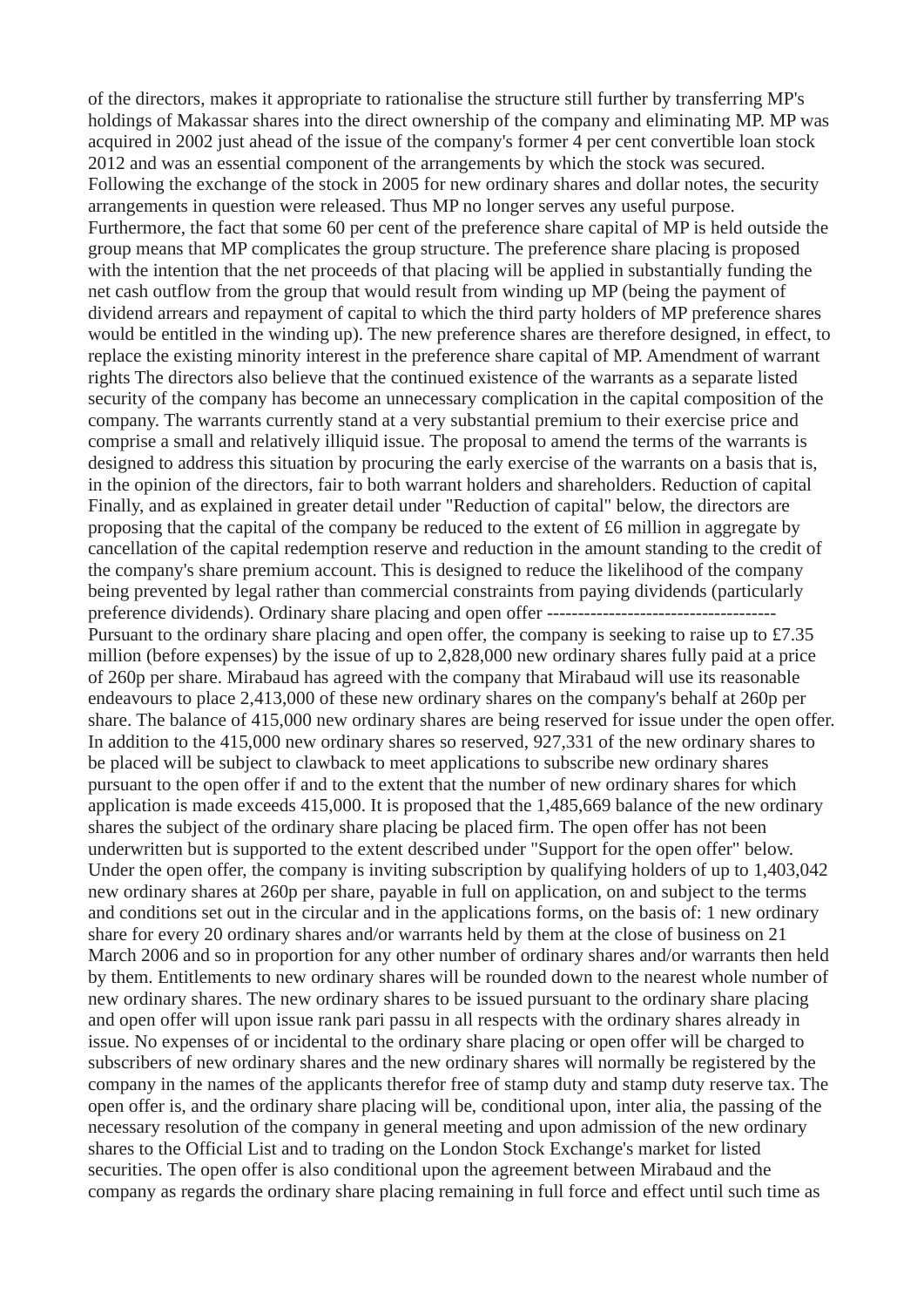of the directors, makes it appropriate to rationalise the structure still further by transferring MP's holdings of Makassar shares into the direct ownership of the company and eliminating MP. MP was acquired in 2002 just ahead of the issue of the company's former 4 per cent convertible loan stock 2012 and was an essential component of the arrangements by which the stock was secured. Following the exchange of the stock in 2005 for new ordinary shares and dollar notes, the security arrangements in question were released. Thus MP no longer serves any useful purpose. Furthermore, the fact that some 60 per cent of the preference share capital of MP is held outside the group means that MP complicates the group structure. The preference share placing is proposed with the intention that the net proceeds of that placing will be applied in substantially funding the net cash outflow from the group that would result from winding up MP (being the payment of dividend arrears and repayment of capital to which the third party holders of MP preference shares would be entitled in the winding up). The new preference shares are therefore designed, in effect, to replace the existing minority interest in the preference share capital of MP. Amendment of warrant rights The directors also believe that the continued existence of the warrants as a separate listed security of the company has become an unnecessary complication in the capital composition of the company. The warrants currently stand at a very substantial premium to their exercise price and comprise a small and relatively illiquid issue. The proposal to amend the terms of the warrants is designed to address this situation by procuring the early exercise of the warrants on a basis that is, in the opinion of the directors, fair to both warrant holders and shareholders. Reduction of capital Finally, and as explained in greater detail under "Reduction of capital" below, the directors are proposing that the capital of the company be reduced to the extent of £6 million in aggregate by cancellation of the capital redemption reserve and reduction in the amount standing to the credit of the company's share premium account. This is designed to reduce the likelihood of the company being prevented by legal rather than commercial constraints from paying dividends (particularly preference dividends). Ordinary share placing and open offer ------------------------------------ Pursuant to the ordinary share placing and open offer, the company is seeking to raise up to £7.35 million (before expenses) by the issue of up to 2,828,000 new ordinary shares fully paid at a price of 260p per share. Mirabaud has agreed with the company that Mirabaud will use its reasonable endeavours to place 2,413,000 of these new ordinary shares on the company's behalf at 260p per share. The balance of 415,000 new ordinary shares are being reserved for issue under the open offer. In addition to the 415,000 new ordinary shares so reserved, 927,331 of the new ordinary shares to be placed will be subject to clawback to meet applications to subscribe new ordinary shares pursuant to the open offer if and to the extent that the number of new ordinary shares for which application is made exceeds 415,000. It is proposed that the 1,485,669 balance of the new ordinary shares the subject of the ordinary share placing be placed firm. The open offer has not been underwritten but is supported to the extent described under "Support for the open offer" below. Under the open offer, the company is inviting subscription by qualifying holders of up to 1,403,042 new ordinary shares at 260p per share, payable in full on application, on and subject to the terms and conditions set out in the circular and in the applications forms, on the basis of: 1 new ordinary share for every 20 ordinary shares and/or warrants held by them at the close of business on 21 March 2006 and so in proportion for any other number of ordinary shares and/or warrants then held by them. Entitlements to new ordinary shares will be rounded down to the nearest whole number of new ordinary shares. The new ordinary shares to be issued pursuant to the ordinary share placing and open offer will upon issue rank pari passu in all respects with the ordinary shares already in issue. No expenses of or incidental to the ordinary share placing or open offer will be charged to subscribers of new ordinary shares and the new ordinary shares will normally be registered by the company in the names of the applicants therefor free of stamp duty and stamp duty reserve tax. The open offer is, and the ordinary share placing will be, conditional upon, inter alia, the passing of the necessary resolution of the company in general meeting and upon admission of the new ordinary shares to the Official List and to trading on the London Stock Exchange's market for listed securities. The open offer is also conditional upon the agreement between Mirabaud and the company as regards the ordinary share placing remaining in full force and effect until such time as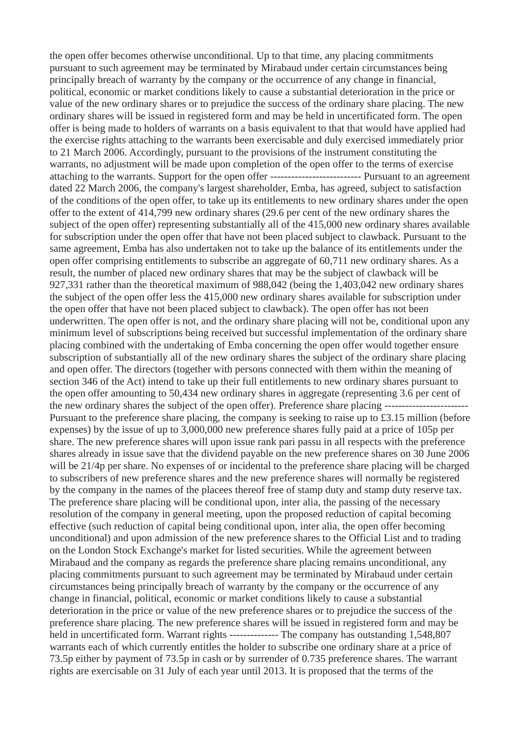the open offer becomes otherwise unconditional. Up to that time, any placing commitments pursuant to such agreement may be terminated by Mirabaud under certain circumstances being principally breach of warranty by the company or the occurrence of any change in financial, political, economic or market conditions likely to cause a substantial deterioration in the price or value of the new ordinary shares or to prejudice the success of the ordinary share placing. The new ordinary shares will be issued in registered form and may be held in uncertificated form. The open offer is being made to holders of warrants on a basis equivalent to that that would have applied had the exercise rights attaching to the warrants been exercisable and duly exercised immediately prior to 21 March 2006. Accordingly, pursuant to the provisions of the instrument constituting the warrants, no adjustment will be made upon completion of the open offer to the terms of exercise attaching to the warrants. Support for the open offer ------------------------- Pursuant to an agreement dated 22 March 2006, the company's largest shareholder, Emba, has agreed, subject to satisfaction of the conditions of the open offer, to take up its entitlements to new ordinary shares under the open offer to the extent of 414,799 new ordinary shares (29.6 per cent of the new ordinary shares the subject of the open offer) representing substantially all of the 415,000 new ordinary shares available for subscription under the open offer that have not been placed subject to clawback. Pursuant to the same agreement, Emba has also undertaken not to take up the balance of its entitlements under the open offer comprising entitlements to subscribe an aggregate of 60,711 new ordinary shares. As a result, the number of placed new ordinary shares that may be the subject of clawback will be 927,331 rather than the theoretical maximum of 988,042 (being the 1,403,042 new ordinary shares the subject of the open offer less the 415,000 new ordinary shares available for subscription under the open offer that have not been placed subject to clawback). The open offer has not been underwritten. The open offer is not, and the ordinary share placing will not be, conditional upon any minimum level of subscriptions being received but successful implementation of the ordinary share placing combined with the undertaking of Emba concerning the open offer would together ensure subscription of substantially all of the new ordinary shares the subject of the ordinary share placing and open offer. The directors (together with persons connected with them within the meaning of section 346 of the Act) intend to take up their full entitlements to new ordinary shares pursuant to the open offer amounting to 50,434 new ordinary shares in aggregate (representing 3.6 per cent of the new ordinary shares the subject of the open offer). Preference share placing ----------------------- Pursuant to the preference share placing, the company is seeking to raise up to £3.15 million (before expenses) by the issue of up to 3,000,000 new preference shares fully paid at a price of 105p per share. The new preference shares will upon issue rank pari passu in all respects with the preference shares already in issue save that the dividend payable on the new preference shares on 30 June 2006 will be 21/4p per share. No expenses of or incidental to the preference share placing will be charged to subscribers of new preference shares and the new preference shares will normally be registered by the company in the names of the placees thereof free of stamp duty and stamp duty reserve tax. The preference share placing will be conditional upon, inter alia, the passing of the necessary resolution of the company in general meeting, upon the proposed reduction of capital becoming effective (such reduction of capital being conditional upon, inter alia, the open offer becoming unconditional) and upon admission of the new preference shares to the Official List and to trading on the London Stock Exchange's market for listed securities. While the agreement between Mirabaud and the company as regards the preference share placing remains unconditional, any placing commitments pursuant to such agreement may be terminated by Mirabaud under certain circumstances being principally breach of warranty by the company or the occurrence of any change in financial, political, economic or market conditions likely to cause a substantial deterioration in the price or value of the new preference shares or to prejudice the success of the preference share placing. The new preference shares will be issued in registered form and may be held in uncertificated form. Warrant rights -------------- The company has outstanding 1,548,807 warrants each of which currently entitles the holder to subscribe one ordinary share at a price of 73.5p either by payment of 73.5p in cash or by surrender of 0.735 preference shares. The warrant rights are exercisable on 31 July of each year until 2013. It is proposed that the terms of the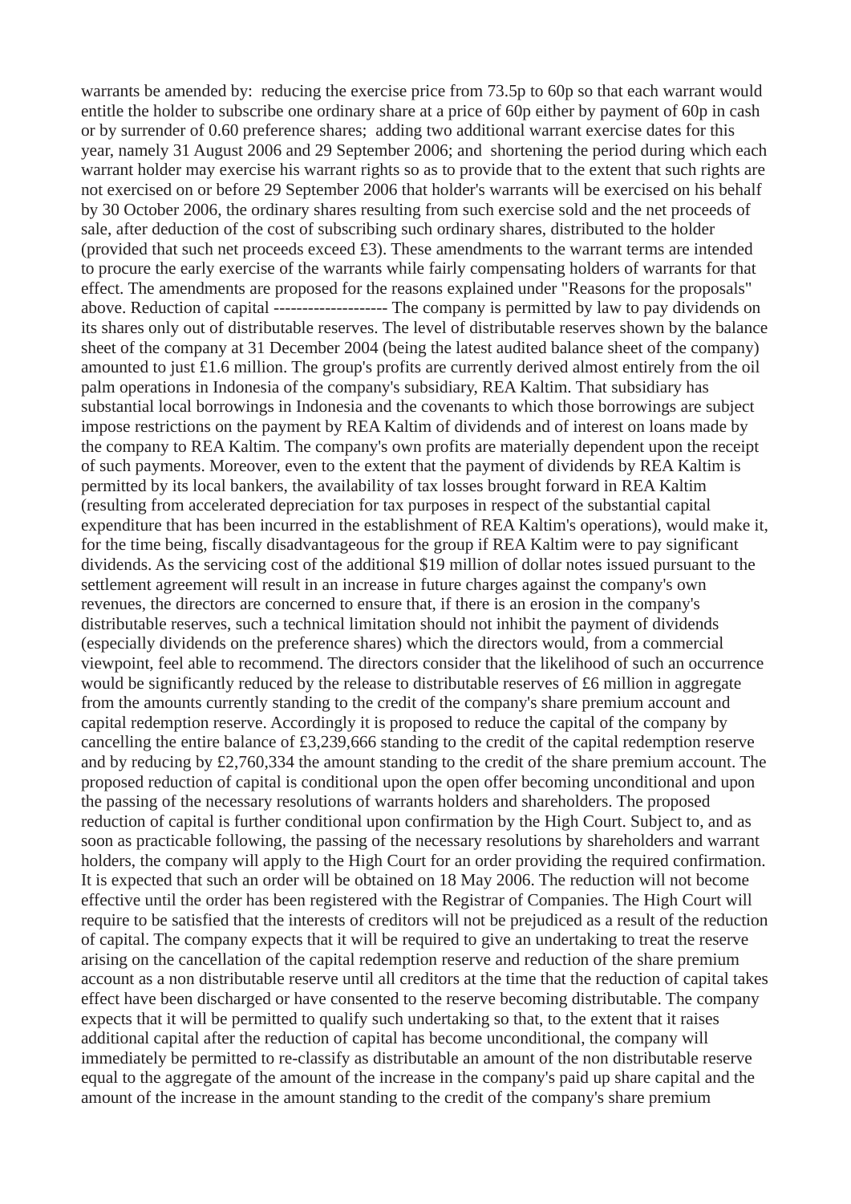warrants be amended by: reducing the exercise price from 73.5p to 60p so that each warrant would entitle the holder to subscribe one ordinary share at a price of 60p either by payment of 60p in cash or by surrender of 0.60 preference shares; adding two additional warrant exercise dates for this year, namely 31 August 2006 and 29 September 2006; and shortening the period during which each warrant holder may exercise his warrant rights so as to provide that to the extent that such rights are not exercised on or before 29 September 2006 that holder's warrants will be exercised on his behalf by 30 October 2006, the ordinary shares resulting from such exercise sold and the net proceeds of sale, after deduction of the cost of subscribing such ordinary shares, distributed to the holder (provided that such net proceeds exceed £3). These amendments to the warrant terms are intended to procure the early exercise of the warrants while fairly compensating holders of warrants for that effect. The amendments are proposed for the reasons explained under "Reasons for the proposals" above. Reduction of capital -------------------- The company is permitted by law to pay dividends on its shares only out of distributable reserves. The level of distributable reserves shown by the balance sheet of the company at 31 December 2004 (being the latest audited balance sheet of the company) amounted to just £1.6 million. The group's profits are currently derived almost entirely from the oil palm operations in Indonesia of the company's subsidiary, REA Kaltim. That subsidiary has substantial local borrowings in Indonesia and the covenants to which those borrowings are subject impose restrictions on the payment by REA Kaltim of dividends and of interest on loans made by the company to REA Kaltim. The company's own profits are materially dependent upon the receipt of such payments. Moreover, even to the extent that the payment of dividends by REA Kaltim is permitted by its local bankers, the availability of tax losses brought forward in REA Kaltim (resulting from accelerated depreciation for tax purposes in respect of the substantial capital expenditure that has been incurred in the establishment of REA Kaltim's operations), would make it, for the time being, fiscally disadvantageous for the group if REA Kaltim were to pay significant dividends. As the servicing cost of the additional $19 million of dollar notes issued pursuant to the settlement agreement will result in an increase in future charges against the company's own revenues, the directors are concerned to ensure that, if there is an erosion in the company's distributable reserves, such a technical limitation should not inhibit the payment of dividends (especially dividends on the preference shares) which the directors would, from a commercial viewpoint, feel able to recommend. The directors consider that the likelihood of such an occurrence would be significantly reduced by the release to distributable reserves of £6 million in aggregate from the amounts currently standing to the credit of the company's share premium account and capital redemption reserve. Accordingly it is proposed to reduce the capital of the company by cancelling the entire balance of £3,239,666 standing to the credit of the capital redemption reserve and by reducing by £2,760,334 the amount standing to the credit of the share premium account. The proposed reduction of capital is conditional upon the open offer becoming unconditional and upon the passing of the necessary resolutions of warrants holders and shareholders. The proposed reduction of capital is further conditional upon confirmation by the High Court. Subject to, and as soon as practicable following, the passing of the necessary resolutions by shareholders and warrant holders, the company will apply to the High Court for an order providing the required confirmation. It is expected that such an order will be obtained on 18 May 2006. The reduction will not become effective until the order has been registered with the Registrar of Companies. The High Court will require to be satisfied that the interests of creditors will not be prejudiced as a result of the reduction of capital. The company expects that it will be required to give an undertaking to treat the reserve arising on the cancellation of the capital redemption reserve and reduction of the share premium account as a non distributable reserve until all creditors at the time that the reduction of capital takes effect have been discharged or have consented to the reserve becoming distributable. The company expects that it will be permitted to qualify such undertaking so that, to the extent that it raises additional capital after the reduction of capital has become unconditional, the company will immediately be permitted to re-classify as distributable an amount of the non distributable reserve equal to the aggregate of the amount of the increase in the company's paid up share capital and the amount of the increase in the amount standing to the credit of the company's share premium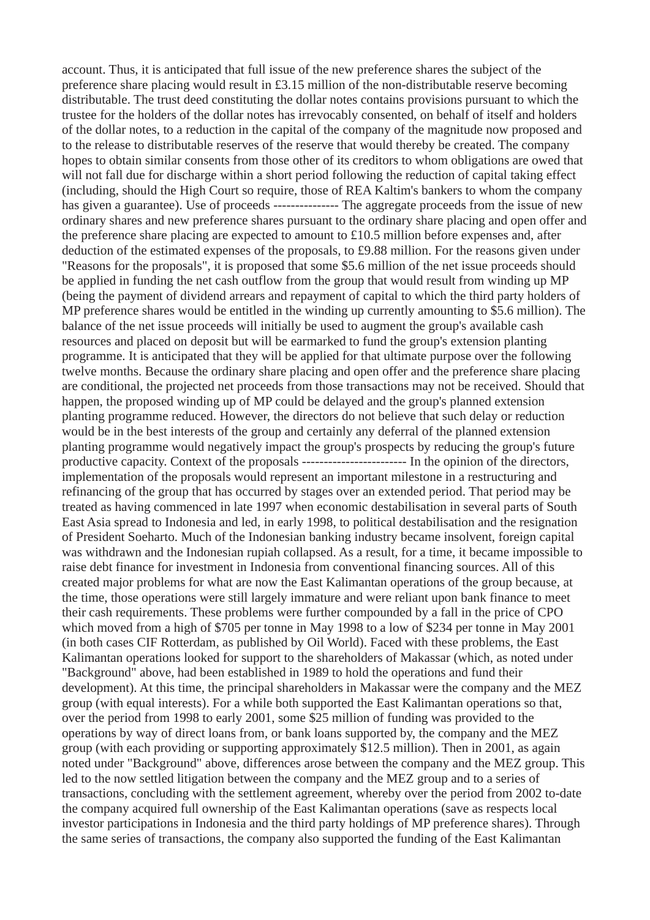account. Thus, it is anticipated that full issue of the new preference shares the subject of the preference share placing would result in £3.15 million of the non-distributable reserve becoming distributable. The trust deed constituting the dollar notes contains provisions pursuant to which the trustee for the holders of the dollar notes has irrevocably consented, on behalf of itself and holders of the dollar notes, to a reduction in the capital of the company of the magnitude now proposed and to the release to distributable reserves of the reserve that would thereby be created. The company hopes to obtain similar consents from those other of its creditors to whom obligations are owed that will not fall due for discharge within a short period following the reduction of capital taking effect (including, should the High Court so require, those of REA Kaltim's bankers to whom the company has given a guarantee). Use of proceeds --------------- The aggregate proceeds from the issue of new ordinary shares and new preference shares pursuant to the ordinary share placing and open offer and the preference share placing are expected to amount to £10.5 million before expenses and, after deduction of the estimated expenses of the proposals, to £9.88 million. For the reasons given under "Reasons for the proposals", it is proposed that some $5.6 million of the net issue proceeds should be applied in funding the net cash outflow from the group that would result from winding up MP (being the payment of dividend arrears and repayment of capital to which the third party holders of MP preference shares would be entitled in the winding up currently amounting to $5.6 million). The balance of the net issue proceeds will initially be used to augment the group's available cash resources and placed on deposit but will be earmarked to fund the group's extension planting programme. It is anticipated that they will be applied for that ultimate purpose over the following twelve months. Because the ordinary share placing and open offer and the preference share placing are conditional, the projected net proceeds from those transactions may not be received. Should that happen, the proposed winding up of MP could be delayed and the group's planned extension planting programme reduced. However, the directors do not believe that such delay or reduction would be in the best interests of the group and certainly any deferral of the planned extension planting programme would negatively impact the group's prospects by reducing the group's future productive capacity. Context of the proposals ------------------------ In the opinion of the directors, implementation of the proposals would represent an important milestone in a restructuring and refinancing of the group that has occurred by stages over an extended period. That period may be treated as having commenced in late 1997 when economic destabilisation in several parts of South East Asia spread to Indonesia and led, in early 1998, to political destabilisation and the resignation of President Soeharto. Much of the Indonesian banking industry became insolvent, foreign capital was withdrawn and the Indonesian rupiah collapsed. As a result, for a time, it became impossible to raise debt finance for investment in Indonesia from conventional financing sources. All of this created major problems for what are now the East Kalimantan operations of the group because, at the time, those operations were still largely immature and were reliant upon bank finance to meet their cash requirements. These problems were further compounded by a fall in the price of CPO which moved from a high of $705 per tonne in May 1998 to a low of $234 per tonne in May 2001 (in both cases CIF Rotterdam, as published by Oil World). Faced with these problems, the East Kalimantan operations looked for support to the shareholders of Makassar (which, as noted under "Background" above, had been established in 1989 to hold the operations and fund their development). At this time, the principal shareholders in Makassar were the company and the MEZ group (with equal interests). For a while both supported the East Kalimantan operations so that, over the period from 1998 to early 2001, some $25 million of funding was provided to the operations by way of direct loans from, or bank loans supported by, the company and the MEZ group (with each providing or supporting approximately $12.5 million). Then in 2001, as again noted under "Background" above, differences arose between the company and the MEZ group. This led to the now settled litigation between the company and the MEZ group and to a series of transactions, concluding with the settlement agreement, whereby over the period from 2002 to-date the company acquired full ownership of the East Kalimantan operations (save as respects local investor participations in Indonesia and the third party holdings of MP preference shares). Through the same series of transactions, the company also supported the funding of the East Kalimantan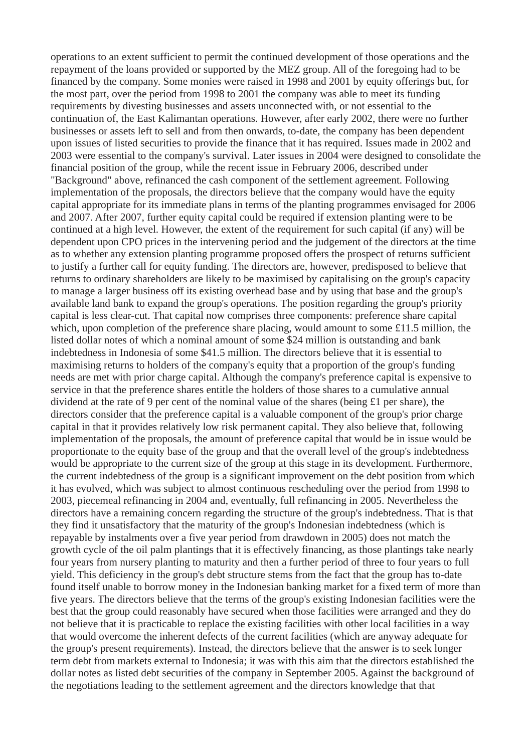operations to an extent sufficient to permit the continued development of those operations and the repayment of the loans provided or supported by the MEZ group. All of the foregoing had to be financed by the company. Some monies were raised in 1998 and 2001 by equity offerings but, for the most part, over the period from 1998 to 2001 the company was able to meet its funding requirements by divesting businesses and assets unconnected with, or not essential to the continuation of, the East Kalimantan operations. However, after early 2002, there were no further businesses or assets left to sell and from then onwards, to-date, the company has been dependent upon issues of listed securities to provide the finance that it has required. Issues made in 2002 and 2003 were essential to the company's survival. Later issues in 2004 were designed to consolidate the financial position of the group, while the recent issue in February 2006, described under "Background" above, refinanced the cash component of the settlement agreement. Following implementation of the proposals, the directors believe that the company would have the equity capital appropriate for its immediate plans in terms of the planting programmes envisaged for 2006 and 2007. After 2007, further equity capital could be required if extension planting were to be continued at a high level. However, the extent of the requirement for such capital (if any) will be dependent upon CPO prices in the intervening period and the judgement of the directors at the time as to whether any extension planting programme proposed offers the prospect of returns sufficient to justify a further call for equity funding. The directors are, however, predisposed to believe that returns to ordinary shareholders are likely to be maximised by capitalising on the group's capacity to manage a larger business off its existing overhead base and by using that base and the group's available land bank to expand the group's operations. The position regarding the group's priority capital is less clear-cut. That capital now comprises three components: preference share capital which, upon completion of the preference share placing, would amount to some £11.5 million, the listed dollar notes of which a nominal amount of some $24 million is outstanding and bank indebtedness in Indonesia of some $41.5 million. The directors believe that it is essential to maximising returns to holders of the company's equity that a proportion of the group's funding needs are met with prior charge capital. Although the company's preference capital is expensive to service in that the preference shares entitle the holders of those shares to a cumulative annual dividend at the rate of 9 per cent of the nominal value of the shares (being £1 per share), the directors consider that the preference capital is a valuable component of the group's prior charge capital in that it provides relatively low risk permanent capital. They also believe that, following implementation of the proposals, the amount of preference capital that would be in issue would be proportionate to the equity base of the group and that the overall level of the group's indebtedness would be appropriate to the current size of the group at this stage in its development. Furthermore, the current indebtedness of the group is a significant improvement on the debt position from which it has evolved, which was subject to almost continuous rescheduling over the period from 1998 to 2003, piecemeal refinancing in 2004 and, eventually, full refinancing in 2005. Nevertheless the directors have a remaining concern regarding the structure of the group's indebtedness. That is that they find it unsatisfactory that the maturity of the group's Indonesian indebtedness (which is repayable by instalments over a five year period from drawdown in 2005) does not match the growth cycle of the oil palm plantings that it is effectively financing, as those plantings take nearly four years from nursery planting to maturity and then a further period of three to four years to full yield. This deficiency in the group's debt structure stems from the fact that the group has to-date found itself unable to borrow money in the Indonesian banking market for a fixed term of more than five years. The directors believe that the terms of the group's existing Indonesian facilities were the best that the group could reasonably have secured when those facilities were arranged and they do not believe that it is practicable to replace the existing facilities with other local facilities in a way that would overcome the inherent defects of the current facilities (which are anyway adequate for the group's present requirements). Instead, the directors believe that the answer is to seek longer term debt from markets external to Indonesia; it was with this aim that the directors established the dollar notes as listed debt securities of the company in September 2005. Against the background of the negotiations leading to the settlement agreement and the directors knowledge that that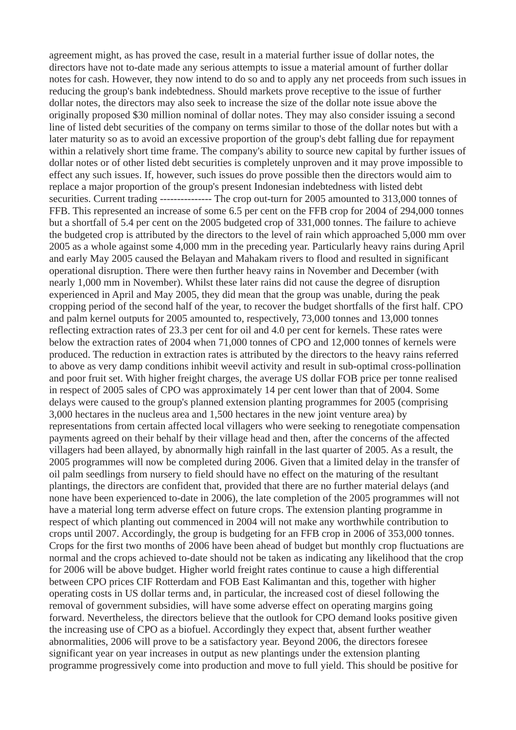agreement might, as has proved the case, result in a material further issue of dollar notes, the directors have not to-date made any serious attempts to issue a material amount of further dollar notes for cash. However, they now intend to do so and to apply any net proceeds from such issues in reducing the group's bank indebtedness. Should markets prove receptive to the issue of further dollar notes, the directors may also seek to increase the size of the dollar note issue above the originally proposed $30 million nominal of dollar notes. They may also consider issuing a second line of listed debt securities of the company on terms similar to those of the dollar notes but with a later maturity so as to avoid an excessive proportion of the group's debt falling due for repayment within a relatively short time frame. The company's ability to source new capital by further issues of dollar notes or of other listed debt securities is completely unproven and it may prove impossible to effect any such issues. If, however, such issues do prove possible then the directors would aim to replace a major proportion of the group's present Indonesian indebtedness with listed debt securities. Current trading --------------- The crop out-turn for 2005 amounted to 313,000 tonnes of FFB. This represented an increase of some 6.5 per cent on the FFB crop for 2004 of 294,000 tonnes but a shortfall of 5.4 per cent on the 2005 budgeted crop of 331,000 tonnes. The failure to achieve the budgeted crop is attributed by the directors to the level of rain which approached 5,000 mm over 2005 as a whole against some 4,000 mm in the preceding year. Particularly heavy rains during April and early May 2005 caused the Belayan and Mahakam rivers to flood and resulted in significant operational disruption. There were then further heavy rains in November and December (with nearly 1,000 mm in November). Whilst these later rains did not cause the degree of disruption experienced in April and May 2005, they did mean that the group was unable, during the peak cropping period of the second half of the year, to recover the budget shortfalls of the first half. CPO and palm kernel outputs for 2005 amounted to, respectively, 73,000 tonnes and 13,000 tonnes reflecting extraction rates of 23.3 per cent for oil and 4.0 per cent for kernels. These rates were below the extraction rates of 2004 when 71,000 tonnes of CPO and 12,000 tonnes of kernels were produced. The reduction in extraction rates is attributed by the directors to the heavy rains referred to above as very damp conditions inhibit weevil activity and result in sub-optimal cross-pollination and poor fruit set. With higher freight charges, the average US dollar FOB price per tonne realised in respect of 2005 sales of CPO was approximately 14 per cent lower than that of 2004. Some delays were caused to the group's planned extension planting programmes for 2005 (comprising 3,000 hectares in the nucleus area and 1,500 hectares in the new joint venture area) by representations from certain affected local villagers who were seeking to renegotiate compensation payments agreed on their behalf by their village head and then, after the concerns of the affected villagers had been allayed, by abnormally high rainfall in the last quarter of 2005. As a result, the 2005 programmes will now be completed during 2006. Given that a limited delay in the transfer of oil palm seedlings from nursery to field should have no effect on the maturing of the resultant plantings, the directors are confident that, provided that there are no further material delays (and none have been experienced to-date in 2006), the late completion of the 2005 programmes will not have a material long term adverse effect on future crops. The extension planting programme in respect of which planting out commenced in 2004 will not make any worthwhile contribution to crops until 2007. Accordingly, the group is budgeting for an FFB crop in 2006 of 353,000 tonnes. Crops for the first two months of 2006 have been ahead of budget but monthly crop fluctuations are normal and the crops achieved to-date should not be taken as indicating any likelihood that the crop for 2006 will be above budget. Higher world freight rates continue to cause a high differential between CPO prices CIF Rotterdam and FOB East Kalimantan and this, together with higher operating costs in US dollar terms and, in particular, the increased cost of diesel following the removal of government subsidies, will have some adverse effect on operating margins going forward. Nevertheless, the directors believe that the outlook for CPO demand looks positive given the increasing use of CPO as a biofuel. Accordingly they expect that, absent further weather abnormalities, 2006 will prove to be a satisfactory year. Beyond 2006, the directors foresee significant year on year increases in output as new plantings under the extension planting programme progressively come into production and move to full yield. This should be positive for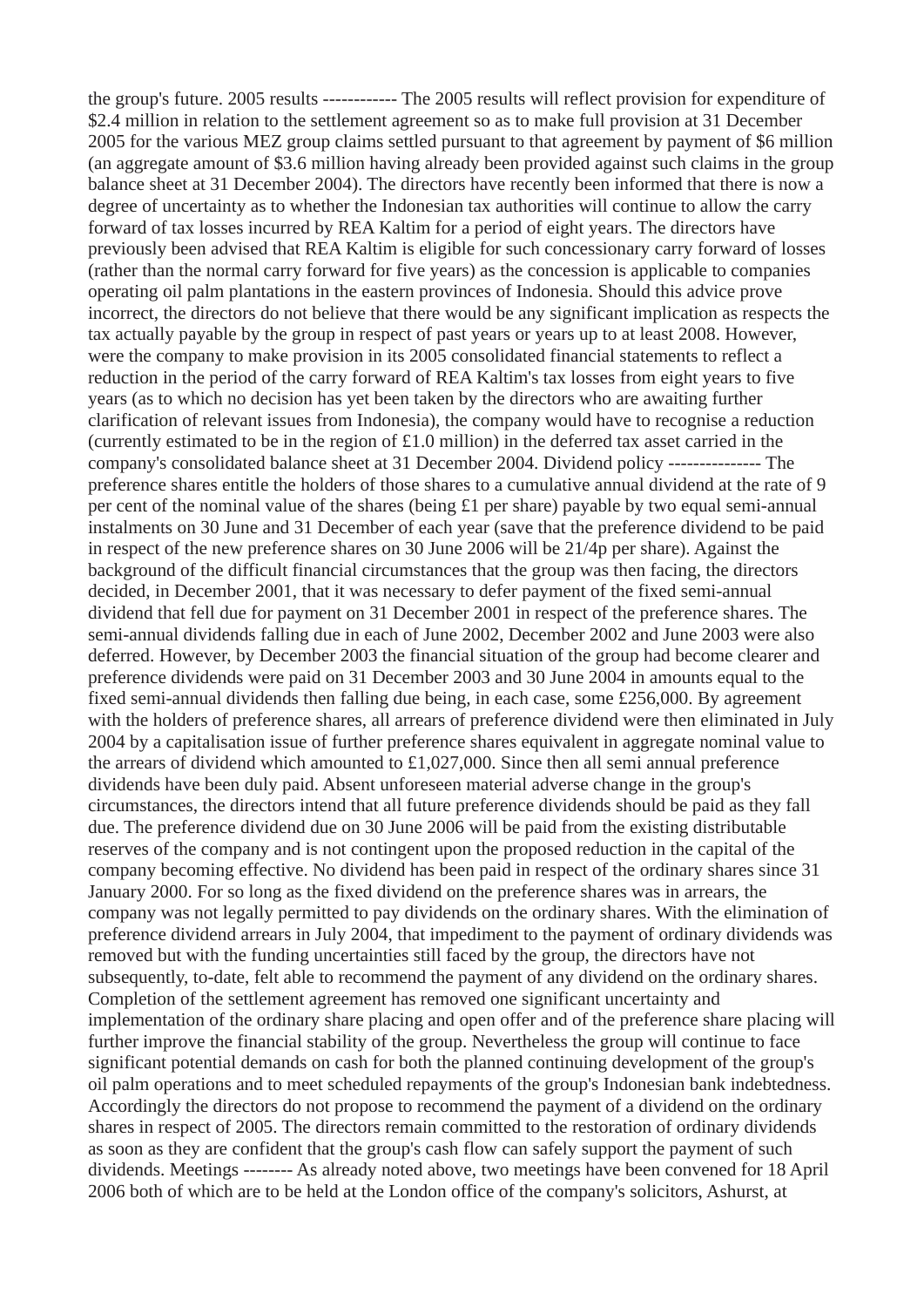the group's future.

## 2005 results

The 2005 results will reflect provision for expenditure of $2.4 million in relation to the settlement agreement so as to make full provision at 31 December 2005 for the various MEZ group claims settled pursuant to that agreement by payment of $6 million (an aggregate amount of $3.6 million having already been provided against such claims in the group balance sheet at 31 December 2004). The directors have recently been informed that there is now a degree of uncertainty as to whether the Indonesian tax authorities will continue to allow the carry forward of tax losses incurred by REA Kaltim for a period of eight years. The directors have previously been advised that REA Kaltim is eligible for such concessionary carry forward of losses (rather than the normal carry forward for five years) as the concession is applicable to companies operating oil palm plantations in the eastern provinces of Indonesia. Should this advice prove incorrect, the directors do not believe that there would be any significant implication as respects the tax actually payable by the group in respect of past years or years up to at least 2008. However, were the company to make provision in its 2005 consolidated financial statements to reflect a reduction in the period of the carry forward of REA Kaltim's tax losses from eight years to five years (as to which no decision has yet been taken by the directors who are awaiting further clarification of relevant issues from Indonesia), the company would have to recognise a reduction (currently estimated to be in the region of £1.0 million) in the deferred tax asset carried in the company's consolidated balance sheet at 31 December 2004.

## Dividend policy

The preference shares entitle the holders of those shares to a cumulative annual dividend at the rate of 9 per cent of the nominal value of the shares (being £1 per share) payable by two equal semi-annual instalments on 30 June and 31 December of each year (save that the preference dividend to be paid in respect of the new preference shares on 30 June 2006 will be 21/4p per share). Against the background of the difficult financial circumstances that the group was then facing, the directors decided, in December 2001, that it was necessary to defer payment of the fixed semi-annual dividend that fell due for payment on 31 December 2001 in respect of the preference shares. The semi-annual dividends falling due in each of June 2002, December 2002 and June 2003 were also deferred. However, by December 2003 the financial situation of the group had become clearer and preference dividends were paid on 31 December 2003 and 30 June 2004 in amounts equal to the fixed semi-annual dividends then falling due being, in each case, some £256,000. By agreement with the holders of preference shares, all arrears of preference dividend were then eliminated in July 2004 by a capitalisation issue of further preference shares equivalent in aggregate nominal value to the arrears of dividend which amounted to £1,027,000. Since then all semi annual preference dividends have been duly paid. Absent unforeseen material adverse change in the group's circumstances, the directors intend that all future preference dividends should be paid as they fall due. The preference dividend due on 30 June 2006 will be paid from the existing distributable reserves of the company and is not contingent upon the proposed reduction in the capital of the company becoming effective. No dividend has been paid in respect of the ordinary shares since 31 January 2000. For so long as the fixed dividend on the preference shares was in arrears, the company was not legally permitted to pay dividends on the ordinary shares. With the elimination of preference dividend arrears in July 2004, that impediment to the payment of ordinary dividends was removed but with the funding uncertainties still faced by the group, the directors have not subsequently, to-date, felt able to recommend the payment of any dividend on the ordinary shares. Completion of the settlement agreement has removed one significant uncertainty and implementation of the ordinary share placing and open offer and of the preference share placing will further improve the financial stability of the group. Nevertheless the group will continue to face significant potential demands on cash for both the planned continuing development of the group's oil palm operations and to meet scheduled repayments of the group's Indonesian bank indebtedness. Accordingly the directors do not propose to recommend the payment of a dividend on the ordinary shares in respect of 2005. The directors remain committed to the restoration of ordinary dividends as soon as they are confident that the group's cash flow can safely support the payment of such dividends.

## Meetings

As already noted above, two meetings have been convened for 18 April 2006 both of which are to be held at the London office of the company's solicitors, Ashurst, at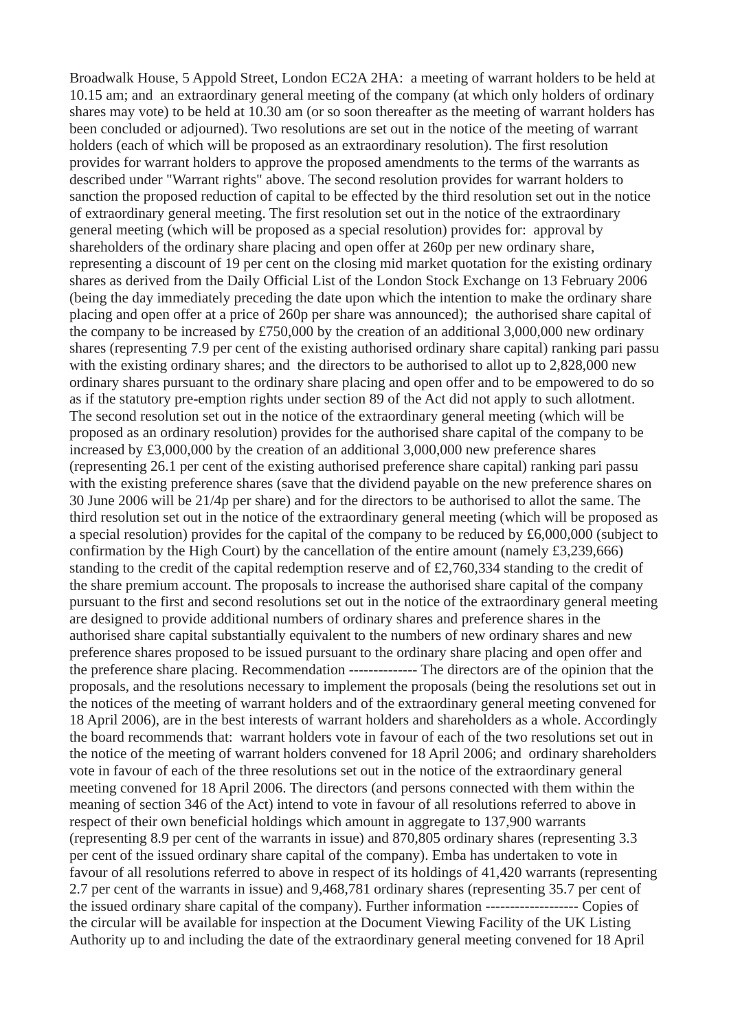Broadwalk House, 5 Appold Street, London EC2A 2HA:  a meeting of warrant holders to be held at 10.15 am; and  an extraordinary general meeting of the company (at which only holders of ordinary shares may vote) to be held at 10.30 am (or so soon thereafter as the meeting of warrant holders has been concluded or adjourned). Two resolutions are set out in the notice of the meeting of warrant holders (each of which will be proposed as an extraordinary resolution). The first resolution provides for warrant holders to approve the proposed amendments to the terms of the warrants as described under "Warrant rights" above. The second resolution provides for warrant holders to sanction the proposed reduction of capital to be effected by the third resolution set out in the notice of extraordinary general meeting. The first resolution set out in the notice of the extraordinary general meeting (which will be proposed as a special resolution) provides for:  approval by shareholders of the ordinary share placing and open offer at 260p per new ordinary share, representing a discount of 19 per cent on the closing mid market quotation for the existing ordinary shares as derived from the Daily Official List of the London Stock Exchange on 13 February 2006 (being the day immediately preceding the date upon which the intention to make the ordinary share placing and open offer at a price of 260p per share was announced);  the authorised share capital of the company to be increased by £750,000 by the creation of an additional 3,000,000 new ordinary shares (representing 7.9 per cent of the existing authorised ordinary share capital) ranking pari passu with the existing ordinary shares; and  the directors to be authorised to allot up to 2,828,000 new ordinary shares pursuant to the ordinary share placing and open offer and to be empowered to do so as if the statutory pre-emption rights under section 89 of the Act did not apply to such allotment. The second resolution set out in the notice of the extraordinary general meeting (which will be proposed as an ordinary resolution) provides for the authorised share capital of the company to be increased by £3,000,000 by the creation of an additional 3,000,000 new preference shares (representing 26.1 per cent of the existing authorised preference share capital) ranking pari passu with the existing preference shares (save that the dividend payable on the new preference shares on 30 June 2006 will be 21/4p per share) and for the directors to be authorised to allot the same. The third resolution set out in the notice of the extraordinary general meeting (which will be proposed as a special resolution) provides for the capital of the company to be reduced by £6,000,000 (subject to confirmation by the High Court) by the cancellation of the entire amount (namely £3,239,666) standing to the credit of the capital redemption reserve and of £2,760,334 standing to the credit of the share premium account. The proposals to increase the authorised share capital of the company pursuant to the first and second resolutions set out in the notice of the extraordinary general meeting are designed to provide additional numbers of ordinary shares and preference shares in the authorised share capital substantially equivalent to the numbers of new ordinary shares and new preference shares proposed to be issued pursuant to the ordinary share placing and open offer and the preference share placing. Recommendation -------------- The directors are of the opinion that the proposals, and the resolutions necessary to implement the proposals (being the resolutions set out in the notices of the meeting of warrant holders and of the extraordinary general meeting convened for 18 April 2006), are in the best interests of warrant holders and shareholders as a whole. Accordingly the board recommends that:  warrant holders vote in favour of each of the two resolutions set out in the notice of the meeting of warrant holders convened for 18 April 2006; and  ordinary shareholders vote in favour of each of the three resolutions set out in the notice of the extraordinary general meeting convened for 18 April 2006. The directors (and persons connected with them within the meaning of section 346 of the Act) intend to vote in favour of all resolutions referred to above in respect of their own beneficial holdings which amount in aggregate to 137,900 warrants (representing 8.9 per cent of the warrants in issue) and 870,805 ordinary shares (representing 3.3 per cent of the issued ordinary share capital of the company). Emba has undertaken to vote in favour of all resolutions referred to above in respect of its holdings of 41,420 warrants (representing 2.7 per cent of the warrants in issue) and 9,468,781 ordinary shares (representing 35.7 per cent of the issued ordinary share capital of the company). Further information ------------------- Copies of the circular will be available for inspection at the Document Viewing Facility of the UK Listing Authority up to and including the date of the extraordinary general meeting convened for 18 April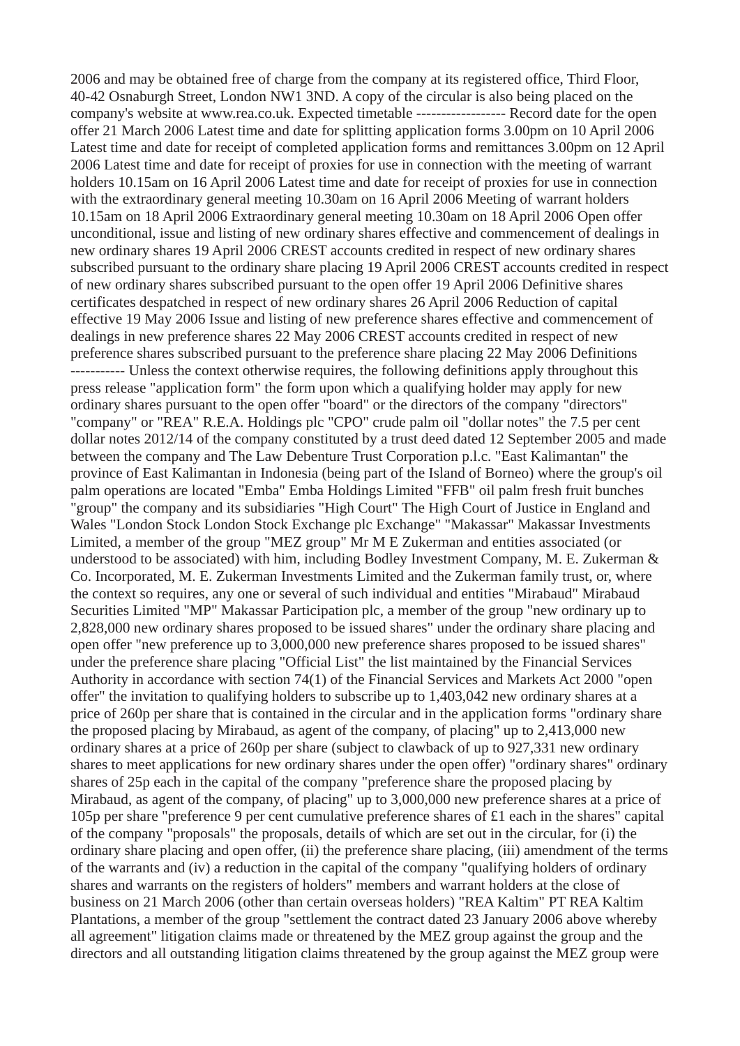2006 and may be obtained free of charge from the company at its registered office, Third Floor, 40-42 Osnaburgh Street, London NW1 3ND. A copy of the circular is also being placed on the company's website at www.rea.co.uk. Expected timetable ------------------ Record date for the open offer 21 March 2006 Latest time and date for splitting application forms 3.00pm on 10 April 2006 Latest time and date for receipt of completed application forms and remittances 3.00pm on 12 April 2006 Latest time and date for receipt of proxies for use in connection with the meeting of warrant holders 10.15am on 16 April 2006 Latest time and date for receipt of proxies for use in connection with the extraordinary general meeting 10.30am on 16 April 2006 Meeting of warrant holders 10.15am on 18 April 2006 Extraordinary general meeting 10.30am on 18 April 2006 Open offer unconditional, issue and listing of new ordinary shares effective and commencement of dealings in new ordinary shares 19 April 2006 CREST accounts credited in respect of new ordinary shares subscribed pursuant to the ordinary share placing 19 April 2006 CREST accounts credited in respect of new ordinary shares subscribed pursuant to the open offer 19 April 2006 Definitive shares certificates despatched in respect of new ordinary shares 26 April 2006 Reduction of capital effective 19 May 2006 Issue and listing of new preference shares effective and commencement of dealings in new preference shares 22 May 2006 CREST accounts credited in respect of new preference shares subscribed pursuant to the preference share placing 22 May 2006 Definitions ----------- Unless the context otherwise requires, the following definitions apply throughout this press release "application form" the form upon which a qualifying holder may apply for new ordinary shares pursuant to the open offer "board" or the directors of the company "directors" "company" or "REA" R.E.A. Holdings plc "CPO" crude palm oil "dollar notes" the 7.5 per cent dollar notes 2012/14 of the company constituted by a trust deed dated 12 September 2005 and made between the company and The Law Debenture Trust Corporation p.l.c. "East Kalimantan" the province of East Kalimantan in Indonesia (being part of the Island of Borneo) where the group's oil palm operations are located "Emba" Emba Holdings Limited "FFB" oil palm fresh fruit bunches "group" the company and its subsidiaries "High Court" The High Court of Justice in England and Wales "London Stock London Stock Exchange plc Exchange" "Makassar" Makassar Investments Limited, a member of the group "MEZ group" Mr M E Zukerman and entities associated (or understood to be associated) with him, including Bodley Investment Company, M. E. Zukerman & Co. Incorporated, M. E. Zukerman Investments Limited and the Zukerman family trust, or, where the context so requires, any one or several of such individual and entities "Mirabaud" Mirabaud Securities Limited "MP" Makassar Participation plc, a member of the group "new ordinary up to 2,828,000 new ordinary shares proposed to be issued shares" under the ordinary share placing and open offer "new preference up to 3,000,000 new preference shares proposed to be issued shares" under the preference share placing "Official List" the list maintained by the Financial Services Authority in accordance with section 74(1) of the Financial Services and Markets Act 2000 "open offer" the invitation to qualifying holders to subscribe up to 1,403,042 new ordinary shares at a price of 260p per share that is contained in the circular and in the application forms "ordinary share the proposed placing by Mirabaud, as agent of the company, of placing" up to 2,413,000 new ordinary shares at a price of 260p per share (subject to clawback of up to 927,331 new ordinary shares to meet applications for new ordinary shares under the open offer) "ordinary shares" ordinary shares of 25p each in the capital of the company "preference share the proposed placing by Mirabaud, as agent of the company, of placing" up to 3,000,000 new preference shares at a price of 105p per share "preference 9 per cent cumulative preference shares of £1 each in the shares" capital of the company "proposals" the proposals, details of which are set out in the circular, for (i) the ordinary share placing and open offer, (ii) the preference share placing, (iii) amendment of the terms of the warrants and (iv) a reduction in the capital of the company "qualifying holders of ordinary shares and warrants on the registers of holders" members and warrant holders at the close of business on 21 March 2006 (other than certain overseas holders) "REA Kaltim" PT REA Kaltim Plantations, a member of the group "settlement the contract dated 23 January 2006 above whereby all agreement" litigation claims made or threatened by the MEZ group against the group and the directors and all outstanding litigation claims threatened by the group against the MEZ group were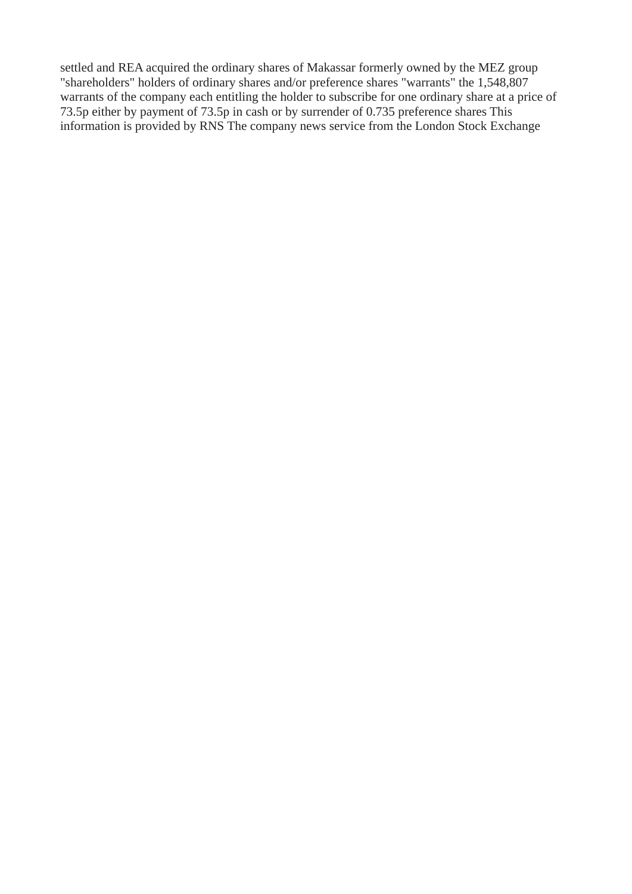settled and REA acquired the ordinary shares of Makassar formerly owned by the MEZ group "shareholders" holders of ordinary shares and/or preference shares "warrants" the 1,548,807 warrants of the company each entitling the holder to subscribe for one ordinary share at a price of 73.5p either by payment of 73.5p in cash or by surrender of 0.735 preference shares This information is provided by RNS The company news service from the London Stock Exchange